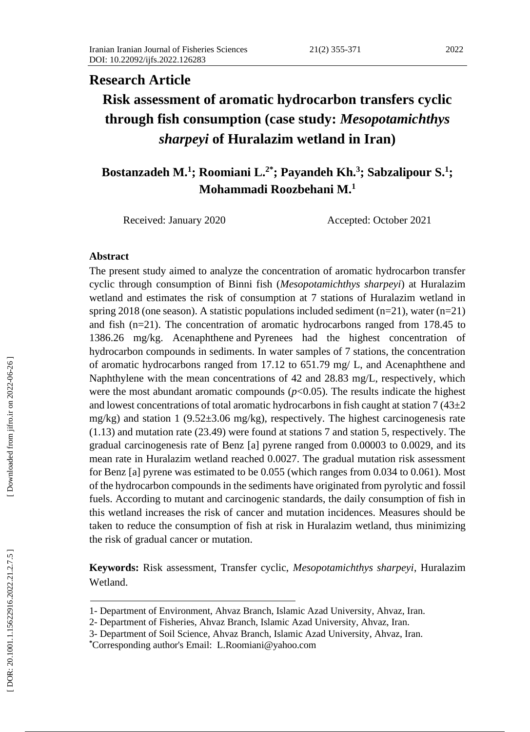## Research Article

# Risk assessment of aromatic hydrocarbon transfers cyclic through fish consumption (case study: *Mesopotamichthys sharpeyi* of Huralazim wetland in Iran)

**Bostanzadeh M.[1]; Roomiani L.[2*]; Payandeh Kh.[3]; Sabzalipour S.[1]; Mohammadi Roozbehani M.[1]**

Received: January 2020 Accepted: October 2021

### Abstract

The present study aimed to analyze the concentration of aromatic hydrocarbon transfer cyclic through consumption of Binni fish (*Mesopotamichthys sharpeyi*) at Huralazim wetland and estimates the risk of consumption at 7 stations of Huralazim wetland in spring 2018 (one season). A statistic populations included sediment (n=21), water (n=21) and fish (n=21). The concentration of aromatic hydrocarbons ranged from 178.45 to 1386.26 mg/kg. Acenaphthene and Pyrenees had the highest concentration of hydrocarbon compounds in sediments. In water samples of 7 stations, the concentration of aromatic hydrocarbons ranged from 17.12 to 651.79 mg/ L, and Acenaphthene and Naphthylene with the mean concentrations of 42 and 28.83 mg/L, respectively, which were the most abundant aromatic compounds ($p<0.05$). The results indicate the highest and lowest concentrations of total aromatic hydrocarbons in fish caught at station 7 (43±2 mg/kg) and station 1 (9.52±3.06 mg/kg), respectively. The highest carcinogenesis rate (1.13) and mutation rate (23.49) were found at stations 7 and station 5, respectively. The gradual carcinogenesis rate of Benz [a] pyrene ranged from 0.00003 to 0.0029, and its mean rate in Huralazim wetland reached 0.0027. The gradual mutation risk assessment for Benz [a] pyrene was estimated to be 0.055 (which ranges from 0.034 to 0.061). Most of the hydrocarbon compounds in the sediments have originated from pyrolytic and fossil fuels. According to mutant and carcinogenic standards, the daily consumption of fish in this wetland increases the risk of cancer and mutation incidences. Measures should be taken to reduce the consumption of fish at risk in Huralazim wetland, thus minimizing the risk of gradual cancer or mutation.

**Keywords:** Risk assessment, Transfer cyclic, *Mesopotamichthys sharpeyi*, Huralazim Wetland.

---

1- Department of Environment, Ahvaz Branch, Islamic Azad University, Ahvaz, Iran.

2- Department of Fisheries, Ahvaz Branch, Islamic Azad University, Ahvaz, Iran.

3- Department of Soil Science, Ahvaz Branch, Islamic Azad University, Ahvaz, Iran.

*Corresponding author's Email: L.Roomiani@yahoo.com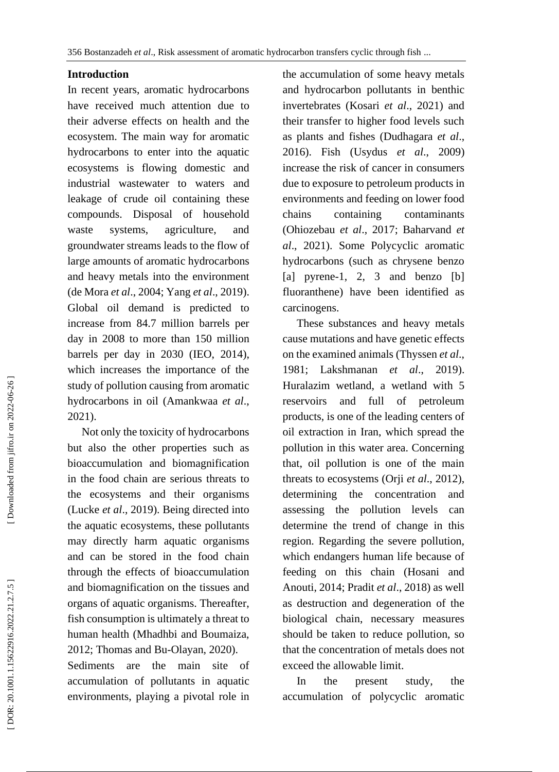## Introduction

In recent years, aromatic hydrocarbons have received much attention due to their adverse effects on health and the ecosystem. The main way for aromatic hydrocarbons to enter into the aquatic ecosystems is flowing domestic and industrial wastewater to waters and leakage of crude oil containing these compounds. Disposal of household waste systems, agriculture, and groundwater streams leads to the flow of large amounts of aromatic hydrocarbons and heavy metals into the environment (de Mora *et al*., 2004; Yang *et al*., 2019). Global oil demand is predicted to increase from 84.7 million barrels per day in 2008 to more than 150 million barrels per day in 2030 (IEO, 2014), which increases the importance of the study of pollution causing from aromatic hydrocarbons in oil (Amankwaa *et al*., 2021).

Not only the toxicity of hydrocarbons but also the other properties such as bioaccumulation and biomagnification in the food chain are serious threats to the ecosystems and their organisms (Lucke *et al*., 2019). Being directed into the aquatic ecosystems, these pollutants may directly harm aquatic organisms and can be stored in the food chain through the effects of bioaccumulation and biomagnification on the tissues and organs of aquatic organisms. Thereafter, fish consumption is ultimately a threat to human health (Mhadhbi and Boumaiza, 2012; Thomas and Bu-Olayan, 2020).

Sediments are the main site of accumulation of pollutants in aquatic environments, playing a pivotal role in the accumulation of some heavy metals and hydrocarbon pollutants in benthic invertebrates (Kosari *et al*., 2021) and their transfer to higher food levels such as plants and fishes (Dudhagara *et al*., 2016). Fish (Usydus *et al*., 2009) increase the risk of cancer in consumers due to exposure to petroleum products in environments and feeding on lower food chains containing contaminants (Ohiozebau *et al*., 2017; Baharvand *et al*., 2021). Some Polycyclic aromatic hydrocarbons (such as chrysene benzo [a] pyrene-1, 2, 3 and benzo [b] fluoranthene) have been identified as carcinogens.

These substances and heavy metals cause mutations and have genetic effects on the examined animals (Thyssen *et al*., 1981; Lakshmanan *et al*., 2019). Huralazim wetland, a wetland with 5 reservoirs and full of petroleum products, is one of the leading centers of oil extraction in Iran, which spread the pollution in this water area. Concerning that, oil pollution is one of the main threats to ecosystems (Orji *et al*., 2012), determining the concentration and assessing the pollution levels can determine the trend of change in this region. Regarding the severe pollution, which endangers human life because of feeding on this chain (Hosani and Anouti, 2014; Pradit *et al*., 2018) as well as destruction and degeneration of the biological chain, necessary measures should be taken to reduce pollution, so that the concentration of metals does not exceed the allowable limit.

In the present study, the accumulation of polycyclic aromatic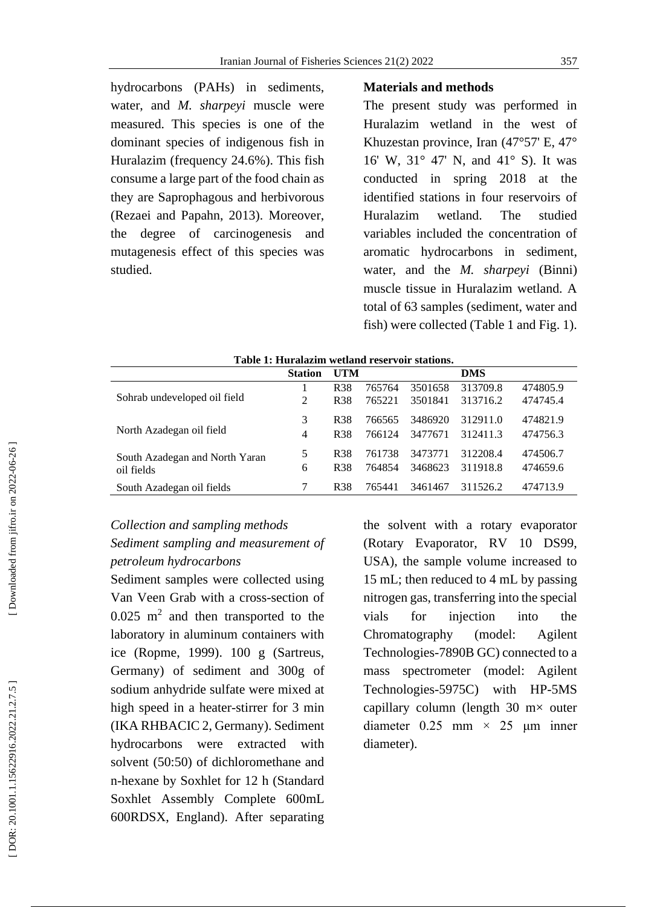hydrocarbons (PAHs) in sediments, water, and *M. sharpeyi* muscle were measured. This species is one of the dominant species of indigenous fish in Huralazim (frequency 24.6%). This fish consume a large part of the food chain as they are Saprophagous and herbivorous (Rezaei and Papahn, 2013). Moreover, the degree of carcinogenesis and mutagenesis effect of this species was studied.

## Materials and methods

The present study was performed in Huralazim wetland in the west of Khuzestan province, Iran (47°57' E, 47° 16' W, 31° 47' N, and 41° S). It was conducted in spring 2018 at the identified stations in four reservoirs of Huralazim wetland. The studied variables included the concentration of aromatic hydrocarbons in sediment, water, and the *M. sharpeyi* (Binni) muscle tissue in Huralazim wetland. A total of 63 samples (sediment, water and fish) were collected (Table 1 and Fig. 1).

**Table 1: Huralazim wetland reservoir stations.**

| | Station | UTM | | | DMS | |
|---|---|---|---|---|---|---|
| Sohrab undeveloped oil field | 1 | R38 | 765764 | 3501658 | 313709.8 | 474805.9 |
| | 2 | R38 | 765221 | 3501841 | 313716.2 | 474745.4 |
| North Azadegan oil field | 3 | R38 | 766565 | 3486920 | 312911.0 | 474821.9 |
| | 4 | R38 | 766124 | 3477671 | 312411.3 | 474756.3 |
| South Azadegan and North Yaran oil fields | 5 | R38 | 761738 | 3473771 | 312208.4 | 474506.7 |
| | 6 | R38 | 764854 | 3468623 | 311918.8 | 474659.6 |
| South Azadegan oil fields | 7 | R38 | 765441 | 3461467 | 311526.2 | 474713.9 |

### *Collection and sampling methods*

### *Sediment sampling and measurement of petroleum hydrocarbons*

Sediment samples were collected using Van Veen Grab with a cross-section of 0.025 $m^2$ and then transported to the laboratory in aluminum containers with ice (Ropme, 1999). 100 g (Sartreus, Germany) of sediment and 300g of sodium anhydride sulfate were mixed at high speed in a heater-stirrer for 3 min (IKA RHBACIC 2, Germany). Sediment hydrocarbons were extracted with solvent (50:50) of dichloromethane and n-hexane by Soxhlet for 12 h (Standard Soxhlet Assembly Complete 600mL 600RDSX, England). After separating the solvent with a rotary evaporator (Rotary Evaporator, RV 10 DS99, USA), the sample volume increased to 15 mL; then reduced to 4 mL by passing nitrogen gas, transferring into the special vials for injection into the Chromatography (model: Agilent Technologies-7890B GC) connected to a mass spectrometer (model: Agilent Technologies-5975C) with HP-5MS capillary column (length 30 m× outer diameter 0.25 mm × 25 μm inner diameter).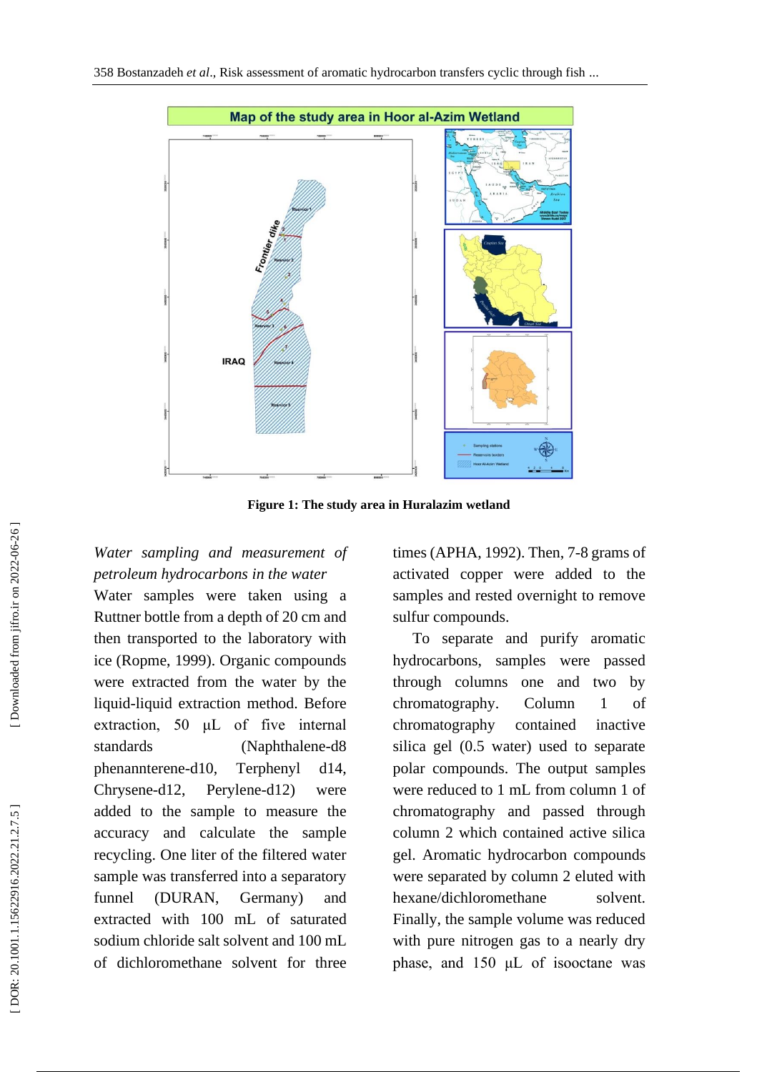Figure 1: The study area in Huralazim wetland

*Water sampling and measurement of petroleum hydrocarbons in the water*

Water samples were taken using a Ruttner bottle from a depth of 20 cm and then transported to the laboratory with ice (Ropme, 1999). Organic compounds were extracted from the water by the liquid-liquid extraction method. Before extraction, 50 µL of five internal standards (Naphthalene-d8 phenannterene-d10, Terphenyl d14, Chrysene-d12, Perylene-d12) were added to the sample to measure the accuracy and calculate the sample recycling. One liter of the filtered water sample was transferred into a separatory funnel (DURAN, Germany) and extracted with 100 mL of saturated sodium chloride salt solvent and 100 mL of dichloromethane solvent for three times (APHA, 1992). Then, 7-8 grams of activated copper were added to the samples and rested overnight to remove sulfur compounds.

To separate and purify aromatic hydrocarbons, samples were passed through columns one and two by chromatography. Column 1 of chromatography contained inactive silica gel (0.5 water) used to separate polar compounds. The output samples were reduced to 1 mL from column 1 of chromatography and passed through column 2 which contained active silica gel. Aromatic hydrocarbon compounds were separated by column 2 eluted with hexane/dichloromethane solvent. Finally, the sample volume was reduced with pure nitrogen gas to a nearly dry phase, and 150 µL of isooctane was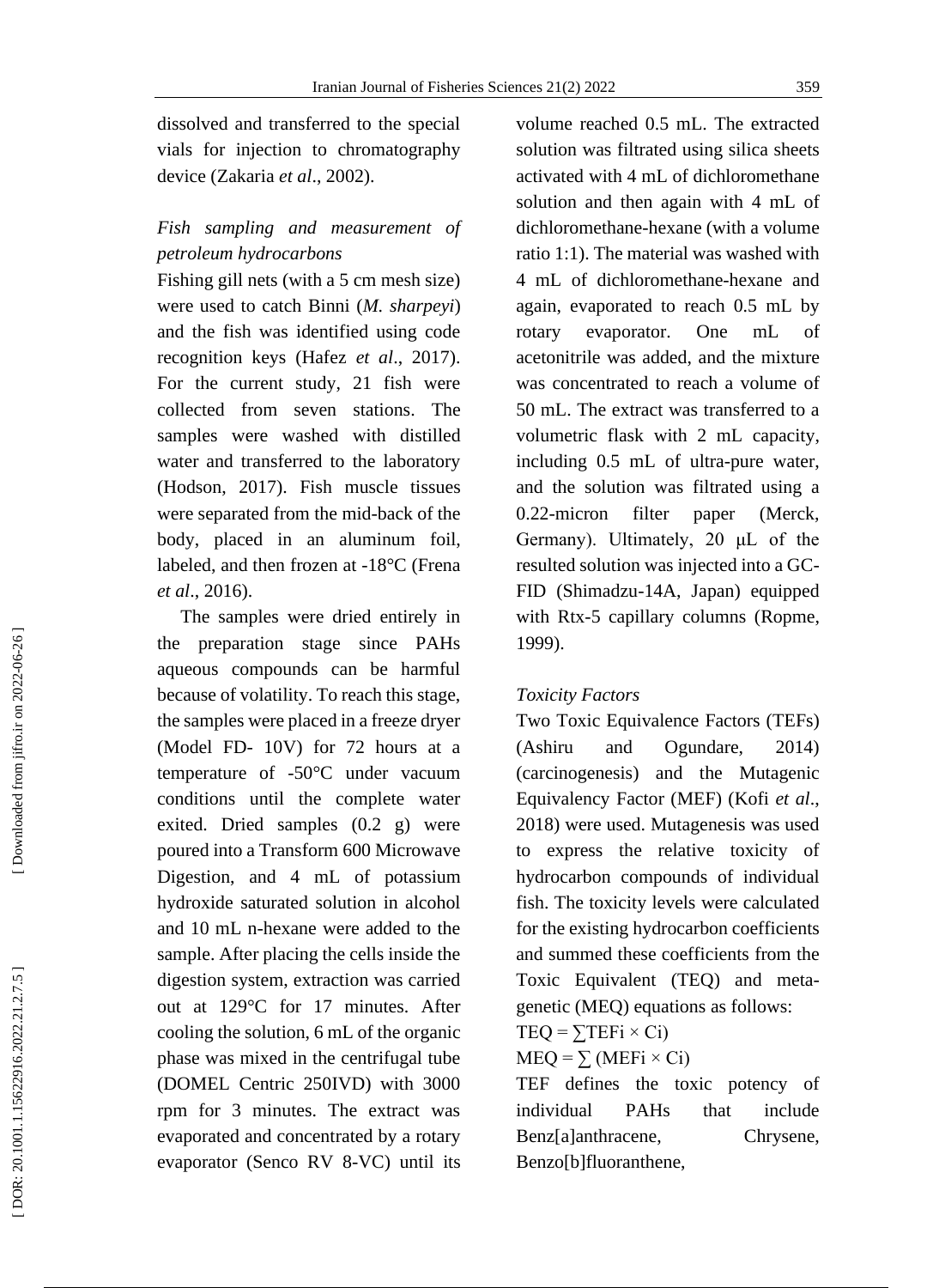dissolved and transferred to the special vials for injection to chromatography device (Zakaria *et al*., 2002).

*Fish sampling and measurement of petroleum hydrocarbons*

Fishing gill nets (with a 5 cm mesh size) were used to catch Binni (*M. sharpeyi*) and the fish was identified using code recognition keys (Hafez *et al*., 2017). For the current study, 21 fish were collected from seven stations. The samples were washed with distilled water and transferred to the laboratory (Hodson, 2017). Fish muscle tissues were separated from the mid-back of the body, placed in an aluminum foil, labeled, and then frozen at -18°C (Frena *et al*., 2016).

The samples were dried entirely in the preparation stage since PAHs aqueous compounds can be harmful because of volatility. To reach this stage, the samples were placed in a freeze dryer (Model FD- 10V) for 72 hours at a temperature of -50°C under vacuum conditions until the complete water exited. Dried samples (0.2 g) were poured into a Transform 600 Microwave Digestion, and 4 mL of potassium hydroxide saturated solution in alcohol and 10 mL n-hexane were added to the sample. After placing the cells inside the digestion system, extraction was carried out at 129°C for 17 minutes. After cooling the solution, 6 mL of the organic phase was mixed in the centrifugal tube (DOMEL Centric 250IVD) with 3000 rpm for 3 minutes. The extract was evaporated and concentrated by a rotary evaporator (Senco RV 8-VC) until its volume reached 0.5 mL. The extracted solution was filtrated using silica sheets activated with 4 mL of dichloromethane solution and then again with 4 mL of dichloromethane-hexane (with a volume ratio 1:1). The material was washed with 4 mL of dichloromethane-hexane and again, evaporated to reach 0.5 mL by rotary evaporator. One mL of acetonitrile was added, and the mixture was concentrated to reach a volume of 50 mL. The extract was transferred to a volumetric flask with 2 mL capacity, including 0.5 mL of ultra-pure water, and the solution was filtrated using a 0.22-micron filter paper (Merck, Germany). Ultimately, 20 μL of the resulted solution was injected into a GC-FID (Shimadzu-14A, Japan) equipped with Rtx-5 capillary columns (Ropme, 1999).

*Toxicity Factors*

Two Toxic Equivalence Factors (TEFs) (Ashiru and Ogundare, 2014) (carcinogenesis) and the Mutagenic Equivalency Factor (MEF) (Kofi *et al*., 2018) were used. Mutagenesis was used to express the relative toxicity of hydrocarbon compounds of individual fish. The toxicity levels were calculated for the existing hydrocarbon coefficients and summed these coefficients from the Toxic Equivalent (TEQ) and meta-genetic (MEQ) equations as follows:

$TEQ = \sum TEFi \times Ci)$

$MEQ = \sum (MEFi \times Ci)$

TEF defines the toxic potency of individual PAHs that include Benz[a]anthracene, Chrysene, Benzo[b]fluoranthene,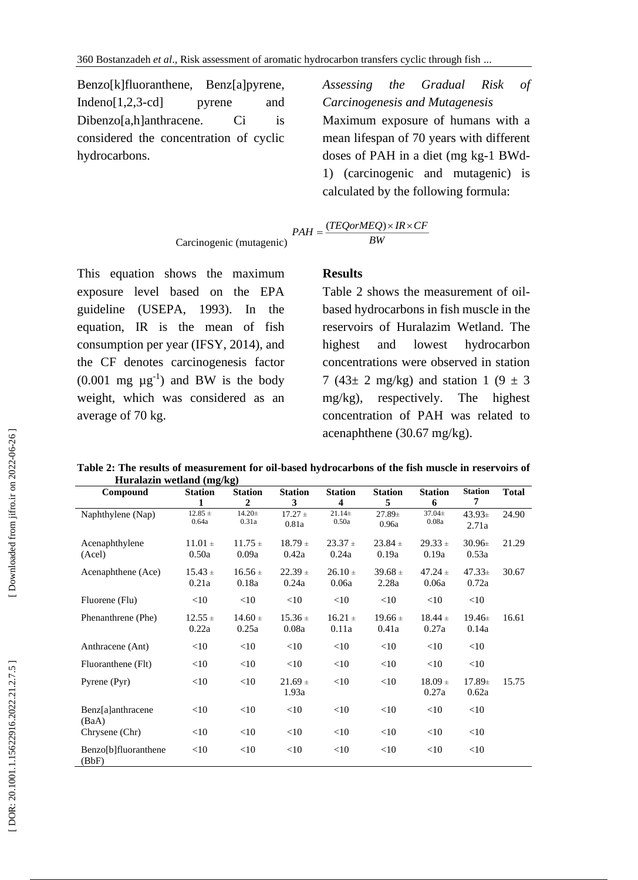Benzo[k]fluoranthene, Benz[a]pyrene, Indeno[1,2,3-cd] pyrene and Dibenzo[a,h]anthracene. Ci is considered the concentration of cyclic hydrocarbons.

*Assessing the Gradual Risk of Carcinogenesis and Mutagenesis*

Maximum exposure of humans with a mean lifespan of 70 years with different doses of PAH in a diet (mg kg-1 BWd-1) (carcinogenic and mutagenic) is calculated by the following formula:

$$PAH_{\text{Carcinogenic (mutagenic)}} = \frac{(TEQorMEQ) \times IR \times CF}{BW}$$

This equation shows the maximum exposure level based on the EPA guideline (USEPA, 1993). In the equation, IR is the mean of fish consumption per year (IFSY, 2014), and the CF denotes carcinogenesis factor (0.001 mg $\mu g^{-1}$) and BW is the body weight, which was considered as an average of 70 kg.

## Results

Table 2 shows the measurement of oil-based hydrocarbons in fish muscle in the reservoirs of Huralazim Wetland. The highest and lowest hydrocarbon concentrations were observed in station 7 (43± 2 mg/kg) and station 1 (9 ± 3 mg/kg), respectively. The highest concentration of PAH was related to acenaphthene (30.67 mg/kg).

**Table 2: The results of measurement for oil-based hydrocarbons of the fish muscle in reservoirs of Huralazin wetland (mg/kg)**

| Compound | Station 1 | Station 2 | Station 3 | Station 4 | Station 5 | Station 6 | Station 7 | Total |
|---|---|---|---|---|---|---|---|---|
| Naphthylene (Nap) | 12.85 ± 0.64a | 14.20± 0.31a | 17.27 ± 0.81a | 21.14± 0.50a | 27.89± 0.96a | 37.04± 0.08a | 43.93± 2.71a | 24.90 |
| Acenaphthylene (Acel) | 11.01 ± 0.50a | 11.75 ± 0.09a | 18.79 ± 0.42a | 23.37 ± 0.24a | 23.84 ± 0.19a | 29.33 ± 0.19a | 30.96± 0.53a | 21.29 |
| Acenaphthene (Ace) | 15.43 ± 0.21a | 16.56 ± 0.18a | 22.39 ± 0.24a | 26.10 ± 0.06a | 39.68 ± 2.28a | 47.24 ± 0.06a | 47.33± 0.72a | 30.67 |
| Fluorene (Flu) | <10 | <10 | <10 | <10 | <10 | <10 | <10 | |
| Phenanthrene (Phe) | 12.55 ± 0.22a | 14.60 ± 0.25a | 15.36 ± 0.08a | 16.21 ± 0.11a | 19.66 ± 0.41a | 18.44 ± 0.27a | 19.46± 0.14a | 16.61 |
| Anthracene (Ant) | <10 | <10 | <10 | <10 | <10 | <10 | <10 | |
| Fluoranthene (Flt) | <10 | <10 | <10 | <10 | <10 | <10 | <10 | |
| Pyrene (Pyr) | <10 | <10 | 21.69 ± 1.93a | <10 | <10 | 18.09 ± 0.27a | 17.89± 0.62a | 15.75 |
| Benz[a]anthracene (BaA) | <10 | <10 | <10 | <10 | <10 | <10 | <10 | |
| Chrysene (Chr) | <10 | <10 | <10 | <10 | <10 | <10 | <10 | |
| Benzo[b]fluoranthene (BbF) | <10 | <10 | <10 | <10 | <10 | <10 | <10 | |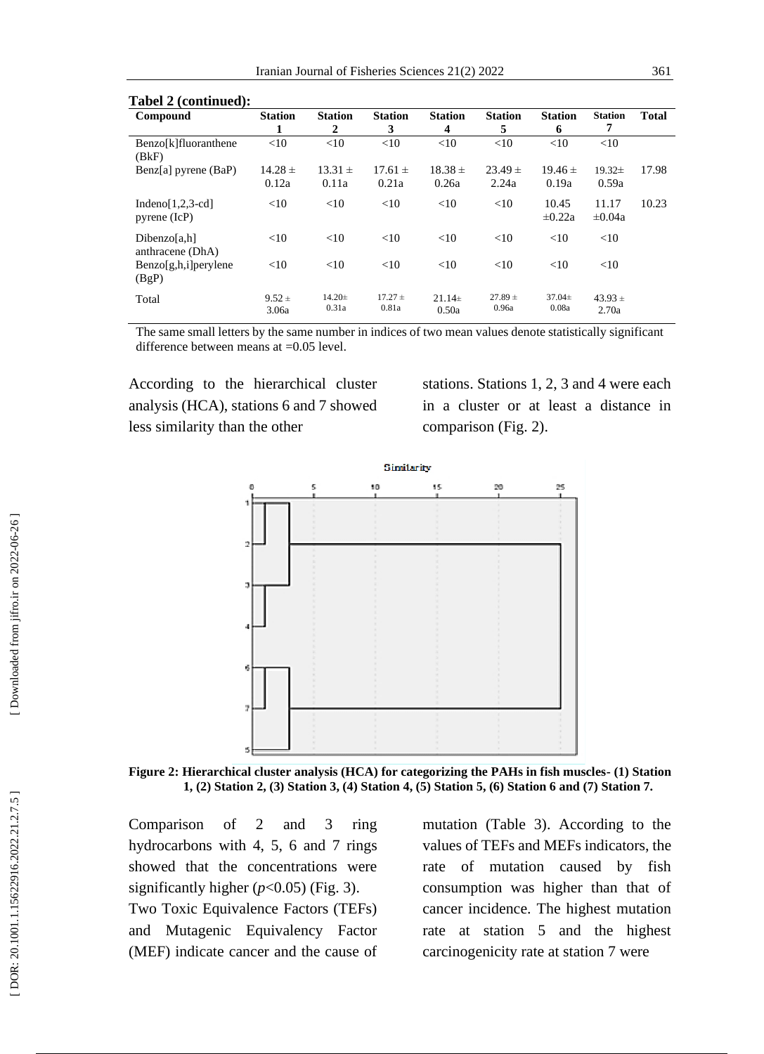**Tabel 2 (continued):**

| Compound | Station 1 | Station 2 | Station 3 | Station 4 | Station 5 | Station 6 | Station 7 | Total |
|---|---|---|---|---|---|---|---|---|
| Benzo[k]fluoranthene (BkF) | <10 | <10 | <10 | <10 | <10 | <10 | <10 | |
| Benz[a] pyrene (BaP) | 14.28 ± 0.12a | 13.31 ± 0.11a | 17.61 ± 0.21a | 18.38 ± 0.26a | 23.49 ± 2.24a | 19.46 ± 0.19a | 19.32± 0.59a | 17.98 |
| Indeno[1,2,3-cd] pyrene (IcP) | <10 | <10 | <10 | <10 | <10 | 10.45 ±0.22a | 11.17 ±0.04a | 10.23 |
| Dibenzo[a,h] anthracene (DhA) | <10 | <10 | <10 | <10 | <10 | <10 | <10 | |
| Benzo[g,h,i]perylene (BgP) | <10 | <10 | <10 | <10 | <10 | <10 | <10 | |
| Total | 9.52 ± 3.06a | 14.20± 0.31a | 17.27 ± 0.81a | 21.14± 0.50a | 27.89 ± 0.96a | 37.04± 0.08a | 43.93 ± 2.70a | |

The same small letters by the same number in indices of two mean values denote statistically significant difference between means at =0.05 level.

According to the hierarchical cluster analysis (HCA), stations 6 and 7 showed less similarity than the other stations. Stations 1, 2, 3 and 4 were each in a cluster or at least a distance in comparison (Fig. 2).

**Figure 2: Hierarchical cluster analysis (HCA) for categorizing the PAHs in fish muscles- (1) Station 1, (2) Station 2, (3) Station 3, (4) Station 4, (5) Station 5, (6) Station 6 and (7) Station 7.**

Comparison of 2 and 3 ring hydrocarbons with 4, 5, 6 and 7 rings showed that the concentrations were significantly higher ($p$<0.05) (Fig. 3).

Two Toxic Equivalence Factors (TEFs) and Mutagenic Equivalency Factor (MEF) indicate cancer and the cause of mutation (Table 3). According to the values of TEFs and MEFs indicators, the rate of mutation caused by fish consumption was higher than that of cancer incidence. The highest mutation rate at station 5 and the highest carcinogenicity rate at station 7 were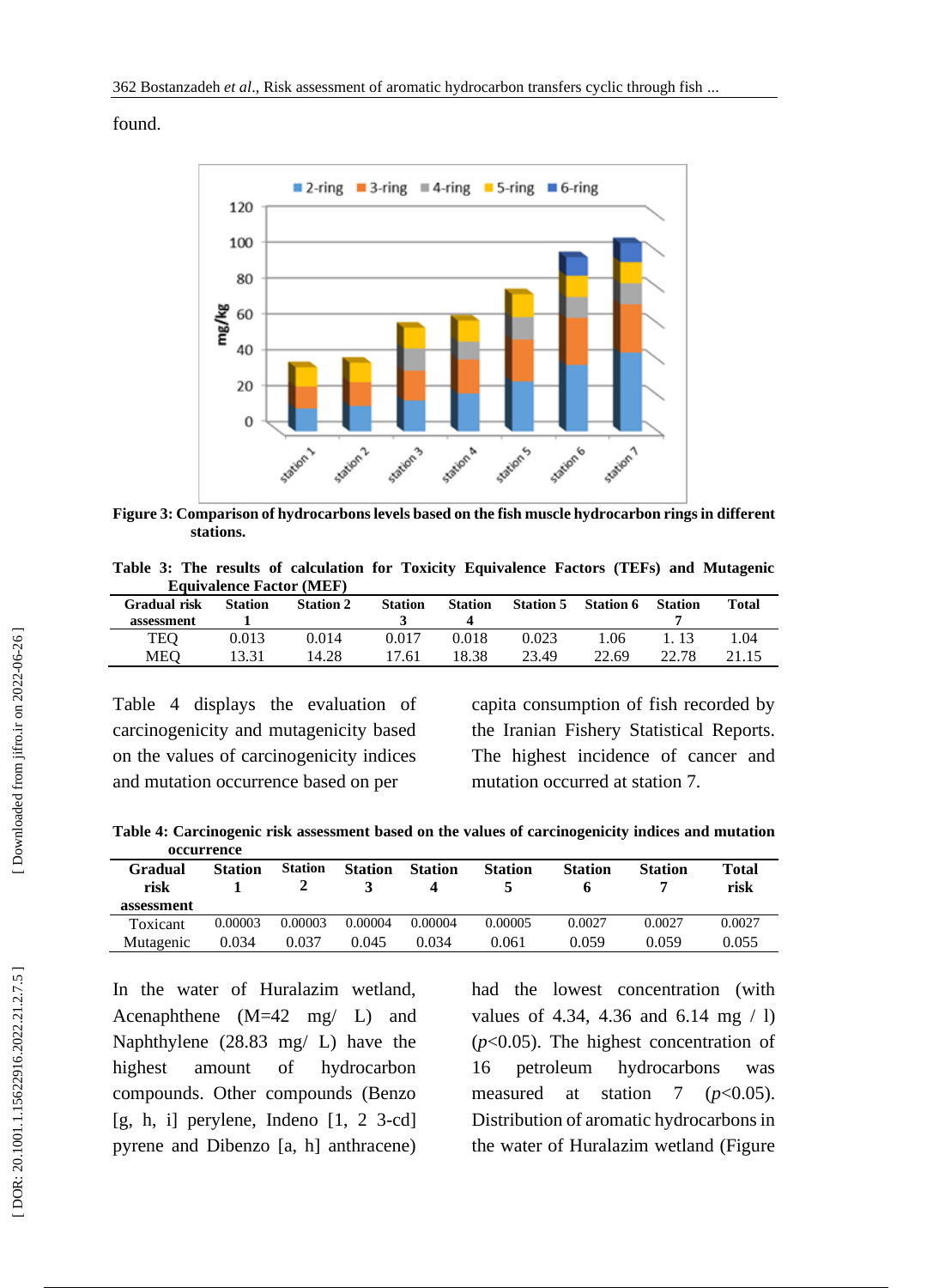found.

Figure 3: Comparison of hydrocarbons levels based on the fish muscle hydrocarbon rings in different stations.

**Table 3: The results of calculation for Toxicity Equivalence Factors (TEFs) and Mutagenic Equivalence Factor (MEF)**

| Gradual risk assessment | Station 1 | Station 2 | Station 3 | Station 4 | Station 5 | Station 6 | Station 7 | Total |
|---|---|---|---|---|---|---|---|---|
| TEQ | 0.013 | 0.014 | 0.017 | 0.018 | 0.023 | 1.06 | 1. 13 | 1.04 |
| MEQ | 13.31 | 14.28 | 17.61 | 18.38 | 23.49 | 22.69 | 22.78 | 21.15 |

Table 4 displays the evaluation of carcinogenicity and mutagenicity based on the values of carcinogenicity indices and mutation occurrence based on per capita consumption of fish recorded by the Iranian Fishery Statistical Reports. The highest incidence of cancer and mutation occurred at station 7.

**Table 4: Carcinogenic risk assessment based on the values of carcinogenicity indices and mutation occurrence**

| Gradual risk assessment | Station 1 | Station 2 | Station 3 | Station 4 | Station 5 | Station 6 | Station 7 | Total risk |
|---|---|---|---|---|---|---|---|---|
| Toxicant | 0.00003 | 0.00003 | 0.00004 | 0.00004 | 0.00005 | 0.0027 | 0.0027 | 0.0027 |
| Mutagenic | 0.034 | 0.037 | 0.045 | 0.034 | 0.061 | 0.059 | 0.059 | 0.055 |

In the water of Huralazim wetland, Acenaphthene (M=42 mg/ L) and Naphthylene (28.83 mg/ L) have the highest amount of hydrocarbon compounds. Other compounds (Benzo [g, h, i] perylene, Indeno [1, 2 3-cd] pyrene and Dibenzo [a, h] anthracene) had the lowest concentration (with values of 4.34, 4.36 and 6.14 mg / l) ($p$<0.05). The highest concentration of 16 petroleum hydrocarbons was measured at station 7 ($p$<0.05). Distribution of aromatic hydrocarbons in the water of Huralazim wetland (Figure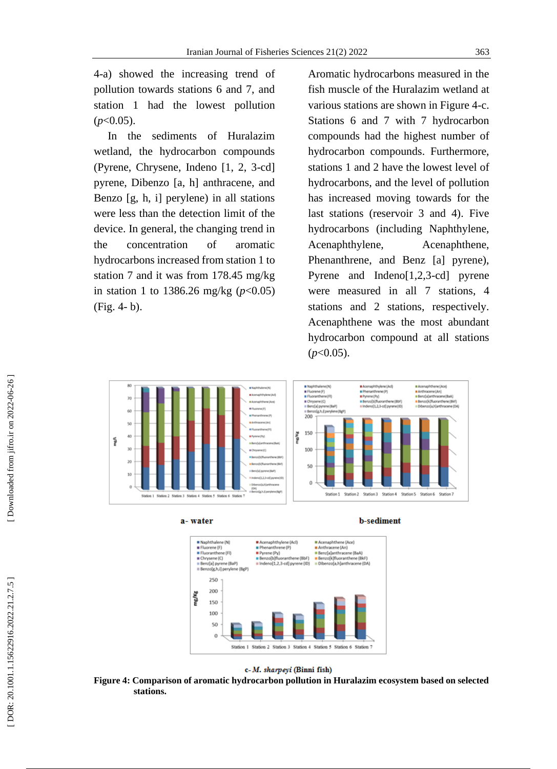4-a) showed the increasing trend of pollution towards stations 6 and 7, and station 1 had the lowest pollution ($p<0.05$).

In the sediments of Huralazim wetland, the hydrocarbon compounds (Pyrene, Chrysene, Indeno [1, 2, 3-cd] pyrene, Dibenzo [a, h] anthracene, and Benzo [g, h, i] perylene) in all stations were less than the detection limit of the device. In general, the changing trend in the concentration of aromatic hydrocarbons increased from station 1 to station 7 and it was from 178.45 mg/kg in station 1 to 1386.26 mg/kg ($p<0.05$) (Fig. 4- b).

Aromatic hydrocarbons measured in the fish muscle of the Huralazim wetland at various stations are shown in Figure 4-c. Stations 6 and 7 with 7 hydrocarbon compounds had the highest number of hydrocarbon compounds. Furthermore, stations 1 and 2 have the lowest level of hydrocarbons, and the level of pollution has increased moving towards for the last stations (reservoir 3 and 4). Five hydrocarbons (including Naphthylene, Acenaphthylene, Acenaphthene, Phenanthrene, and Benz [a] pyrene), Pyrene and Indeno[1,2,3-cd] pyrene were measured in all 7 stations, 4 stations and 2 stations, respectively. Acenaphthene was the most abundant hydrocarbon compound at all stations ($p<0.05$).

a- water

b-sediment

c- *M. sharpeyi* (Binni fish)

**Figure 4: Comparison of aromatic hydrocarbon pollution in Huralazim ecosystem based on selected stations.**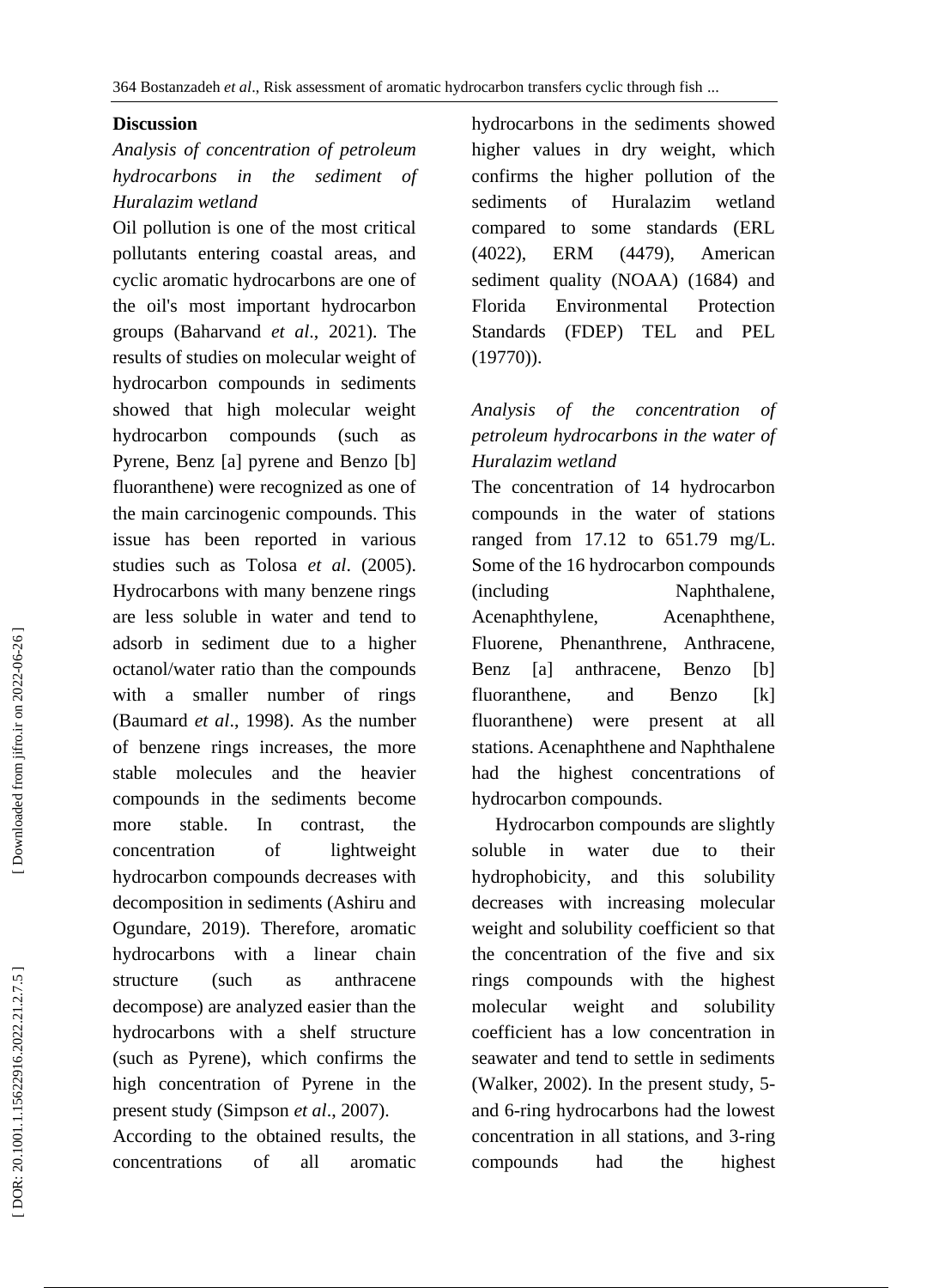## Discussion

### *Analysis of concentration of petroleum hydrocarbons in the sediment of Huralazim wetland*

Oil pollution is one of the most critical pollutants entering coastal areas, and cyclic aromatic hydrocarbons are one of the oil's most important hydrocarbon groups (Baharvand *et al*., 2021). The results of studies on molecular weight of hydrocarbon compounds in sediments showed that high molecular weight hydrocarbon compounds (such as Pyrene, Benz [a] pyrene and Benzo [b] fluoranthene) were recognized as one of the main carcinogenic compounds. This issue has been reported in various studies such as Tolosa *et al*. (2005). Hydrocarbons with many benzene rings are less soluble in water and tend to adsorb in sediment due to a higher octanol/water ratio than the compounds with a smaller number of rings (Baumard *et al*., 1998). As the number of benzene rings increases, the more stable molecules and the heavier compounds in the sediments become more stable. In contrast, the concentration of lightweight hydrocarbon compounds decreases with decomposition in sediments (Ashiru and Ogundare, 2019). Therefore, aromatic hydrocarbons with a linear chain structure (such as anthracene decompose) are analyzed easier than the hydrocarbons with a shelf structure (such as Pyrene), which confirms the high concentration of Pyrene in the present study (Simpson *et al*., 2007).

According to the obtained results, the concentrations of all aromatic hydrocarbons in the sediments showed higher values in dry weight, which confirms the higher pollution of the sediments of Huralazim wetland compared to some standards (ERL (4022), ERM (4479), American sediment quality (NOAA) (1684) and Florida Environmental Protection Standards (FDEP) TEL and PEL (19770)).

### *Analysis of the concentration of petroleum hydrocarbons in the water of Huralazim wetland*

The concentration of 14 hydrocarbon compounds in the water of stations ranged from 17.12 to 651.79 mg/L. Some of the 16 hydrocarbon compounds (including Naphthalene, Acenaphthylene, Acenaphthene, Fluorene, Phenanthrene, Anthracene, Benz [a] anthracene, Benzo [b] fluoranthene, and Benzo [k] fluoranthene) were present at all stations. Acenaphthene and Naphthalene had the highest concentrations of hydrocarbon compounds.

Hydrocarbon compounds are slightly soluble in water due to their hydrophobicity, and this solubility decreases with increasing molecular weight and solubility coefficient so that the concentration of the five and six rings compounds with the highest molecular weight and solubility coefficient has a low concentration in seawater and tend to settle in sediments (Walker, 2002). In the present study, 5- and 6-ring hydrocarbons had the lowest concentration in all stations, and 3-ring compounds had the highest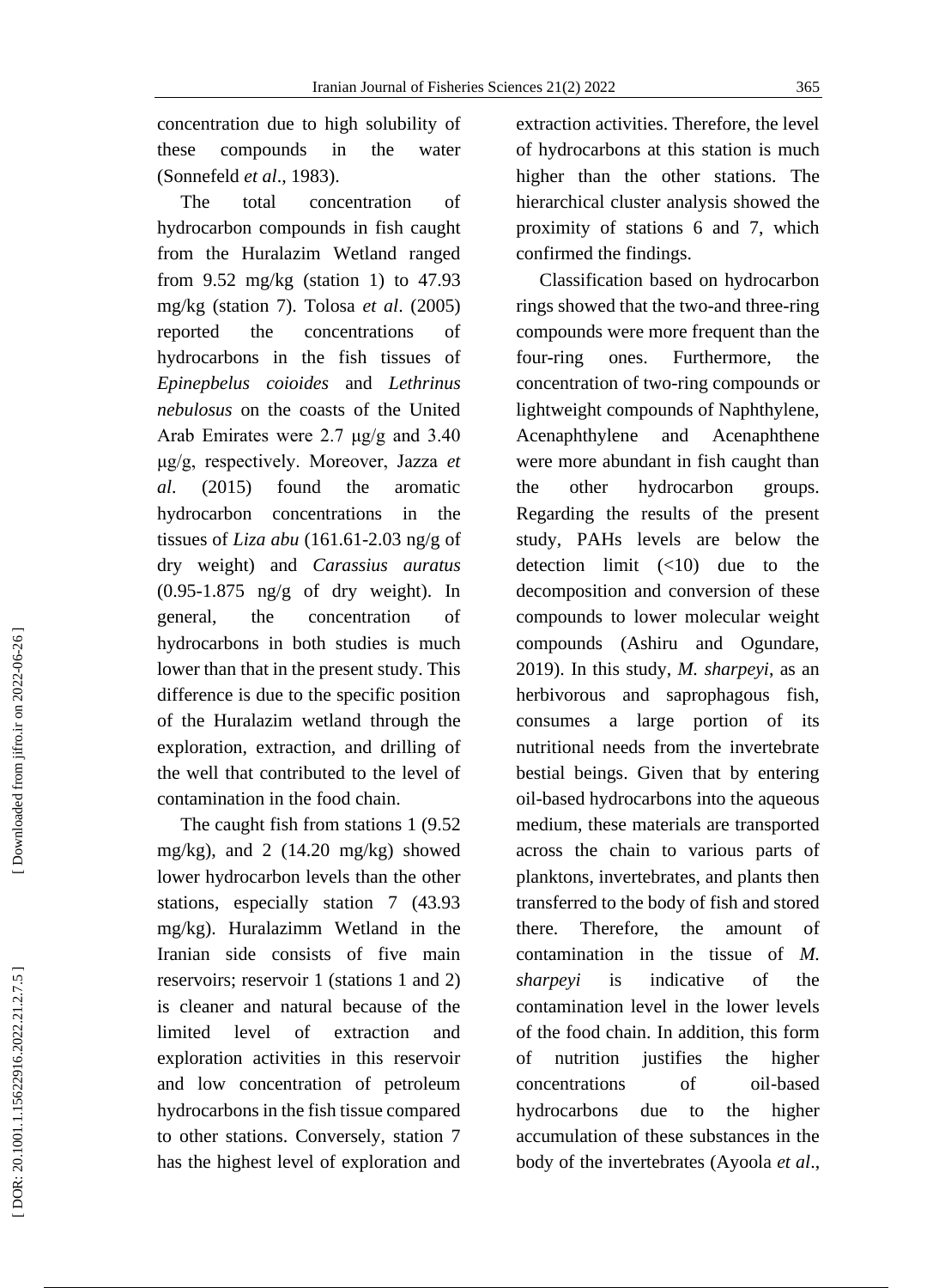concentration due to high solubility of these compounds in the water (Sonnefeld *et al*., 1983).

The total concentration of hydrocarbon compounds in fish caught from the Huralazim Wetland ranged from 9.52 mg/kg (station 1) to 47.93 mg/kg (station 7). Tolosa *et al*. (2005) reported the concentrations of hydrocarbons in the fish tissues of *Epinepbelus coioides* and *Lethrinus nebulosus* on the coasts of the United Arab Emirates were 2.7 μg/g and 3.40 μg/g, respectively. Moreover, Jazza *et al.* (2015) found the aromatic hydrocarbon concentrations in the tissues of *Liza abu* (161.61-2.03 ng/g of dry weight) and *Carassius auratus* (0.95-1.875 ng/g of dry weight). In general, the concentration of hydrocarbons in both studies is much lower than that in the present study. This difference is due to the specific position of the Huralazim wetland through the exploration, extraction, and drilling of the well that contributed to the level of contamination in the food chain.

The caught fish from stations 1 (9.52 mg/kg), and 2 (14.20 mg/kg) showed lower hydrocarbon levels than the other stations, especially station 7 (43.93 mg/kg). Huralazimm Wetland in the Iranian side consists of five main reservoirs; reservoir 1 (stations 1 and 2) is cleaner and natural because of the limited level of extraction and exploration activities in this reservoir and low concentration of petroleum hydrocarbons in the fish tissue compared to other stations. Conversely, station 7 has the highest level of exploration and extraction activities. Therefore, the level of hydrocarbons at this station is much higher than the other stations. The hierarchical cluster analysis showed the proximity of stations 6 and 7, which confirmed the findings.

Classification based on hydrocarbon rings showed that the two-and three-ring compounds were more frequent than the four-ring ones. Furthermore, the concentration of two-ring compounds or lightweight compounds of Naphthylene, Acenaphthylene and Acenaphthene were more abundant in fish caught than the other hydrocarbon groups. Regarding the results of the present study, PAHs levels are below the detection limit (<10) due to the decomposition and conversion of these compounds to lower molecular weight compounds (Ashiru and Ogundare, 2019). In this study, *M. sharpeyi*, as an herbivorous and saprophagous fish, consumes a large portion of its nutritional needs from the invertebrate bestial beings. Given that by entering oil-based hydrocarbons into the aqueous medium, these materials are transported across the chain to various parts of planktons, invertebrates, and plants then transferred to the body of fish and stored there. Therefore, the amount of contamination in the tissue of *M. sharpeyi* is indicative of the contamination level in the lower levels of the food chain. In addition, this form of nutrition justifies the higher concentrations of oil-based hydrocarbons due to the higher accumulation of these substances in the body of the invertebrates (Ayoola *et al*.,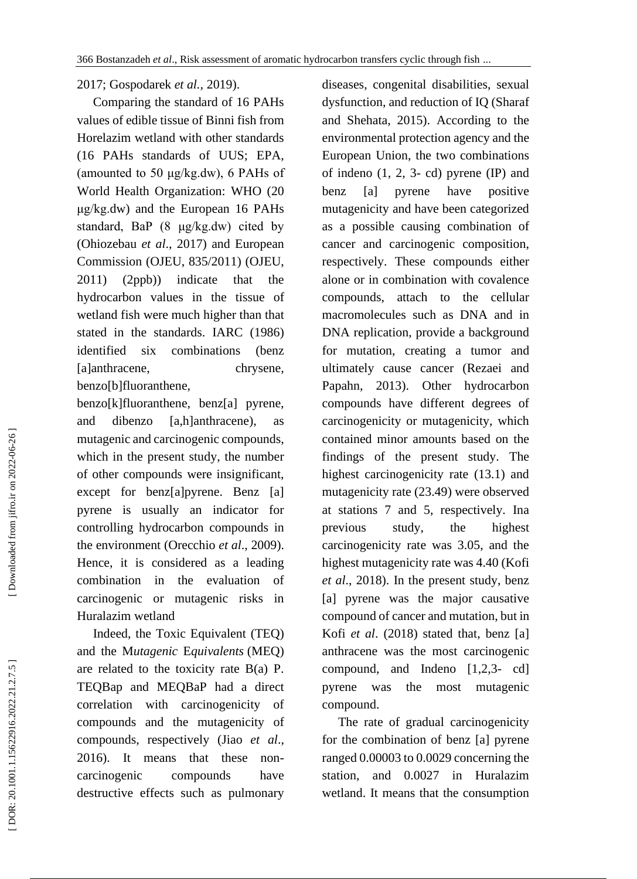2017; Gospodarek *et al.*, 2019).

Comparing the standard of 16 PAHs values of edible tissue of Binni fish from Horelazim wetland with other standards (16 PAHs standards of UUS; EPA, (amounted to 50 µg/kg.dw), 6 PAHs of World Health Organization: WHO (20 µg/kg.dw) and the European 16 PAHs standard, BaP (8 µg/kg.dw) cited by (Ohiozebau *et al*., 2017) and European Commission (OJEU, 835/2011) (OJEU, 2011) (2ppb)) indicate that the hydrocarbon values in the tissue of wetland fish were much higher than that stated in the standards. IARC (1986) identified six combinations (benz [a]anthracene, chrysene, benzo[b]fluoranthene, benzo[k]fluoranthene, benz[a] pyrene, and dibenzo [a,h]anthracene), as mutagenic and carcinogenic compounds, which in the present study, the number of other compounds were insignificant, except for benz[a]pyrene. Benz [a] pyrene is usually an indicator for controlling hydrocarbon compounds in the environment (Orecchio *et al*., 2009). Hence, it is considered as a leading combination in the evaluation of carcinogenic or mutagenic risks in Huralazim wetland

Indeed, the Toxic Equivalent (TEQ) and the M*utagenic* E*quivalents* (MEQ) are related to the toxicity rate B(a) P. TEQBap and MEQBaP had a direct correlation with carcinogenicity of compounds and the mutagenicity of compounds, respectively (Jiao *et al*., 2016). It means that these non-carcinogenic compounds have destructive effects such as pulmonary diseases, congenital disabilities, sexual dysfunction, and reduction of IQ (Sharaf and Shehata, 2015). According to the environmental protection agency and the European Union, the two combinations of indeno (1, 2, 3- cd) pyrene (IP) and benz [a] pyrene have positive mutagenicity and have been categorized as a possible causing combination of cancer and carcinogenic composition, respectively. These compounds either alone or in combination with covalence compounds, attach to the cellular macromolecules such as DNA and in DNA replication, provide a background for mutation, creating a tumor and ultimately cause cancer (Rezaei and Papahn, 2013). Other hydrocarbon compounds have different degrees of carcinogenicity or mutagenicity, which contained minor amounts based on the findings of the present study. The highest carcinogenicity rate (13.1) and mutagenicity rate (23.49) were observed at stations 7 and 5, respectively. Ina previous study, the highest carcinogenicity rate was 3.05, and the highest mutagenicity rate was 4.40 (Kofi *et al*., 2018). In the present study, benz [a] pyrene was the major causative compound of cancer and mutation, but in Kofi *et al*. (2018) stated that, benz [a] anthracene was the most carcinogenic compound, and Indeno [1,2,3- cd] pyrene was the most mutagenic compound.

The rate of gradual carcinogenicity for the combination of benz [a] pyrene ranged 0.00003 to 0.0029 concerning the station, and 0.0027 in Huralazim wetland. It means that the consumption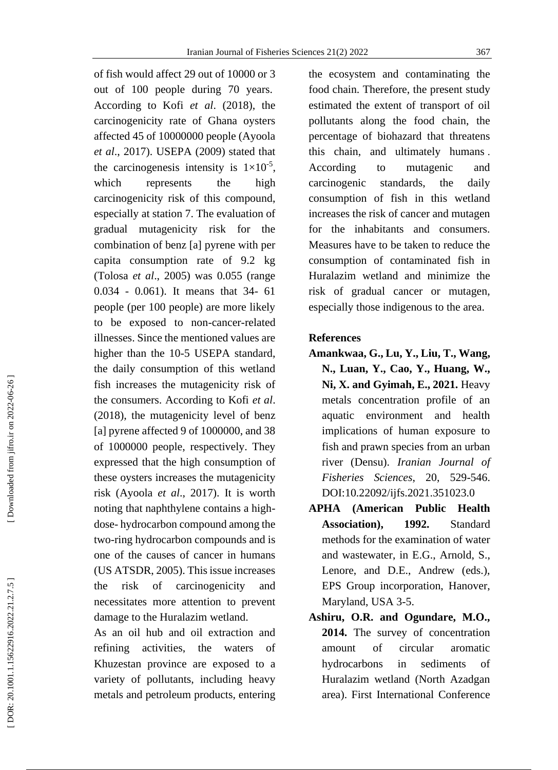of fish would affect 29 out of 10000 or 3 out of 100 people during 70 years. According to Kofi *et al*. (2018), the carcinogenicity rate of Ghana oysters affected 45 of 10000000 people (Ayoola *et al*., 2017). USEPA (2009) stated that the carcinogenesis intensity is $1\times10^{-5}$, which represents the high carcinogenicity risk of this compound, especially at station 7. The evaluation of gradual mutagenicity risk for the combination of benz [a] pyrene with per capita consumption rate of 9.2 kg (Tolosa *et al*., 2005) was 0.055 (range 0.034 - 0.061). It means that 34- 61 people (per 100 people) are more likely to be exposed to non-cancer-related illnesses. Since the mentioned values are higher than the 10-5 USEPA standard, the daily consumption of this wetland fish increases the mutagenicity risk of the consumers. According to Kofi *et al*. (2018), the mutagenicity level of benz [a] pyrene affected 9 of 1000000, and 38 of 1000000 people, respectively. They expressed that the high consumption of these oysters increases the mutagenicity risk (Ayoola *et al*., 2017). It is worth noting that naphthylene contains a high-dose- hydrocarbon compound among the two-ring hydrocarbon compounds and is one of the causes of cancer in humans (US ATSDR, 2005). This issue increases the risk of carcinogenicity and necessitates more attention to prevent damage to the Huralazim wetland.

As an oil hub and oil extraction and refining activities, the waters of Khuzestan province are exposed to a variety of pollutants, including heavy metals and petroleum products, entering the ecosystem and contaminating the food chain. Therefore, the present study estimated the extent of transport of oil pollutants along the food chain, the percentage of biohazard that threatens this chain, and ultimately humans . According to mutagenic and carcinogenic standards, the daily consumption of fish in this wetland increases the risk of cancer and mutagen for the inhabitants and consumers. Measures have to be taken to reduce the consumption of contaminated fish in Huralazim wetland and minimize the risk of gradual cancer or mutagen, especially those indigenous to the area.

## References

**Amankwaa, G., Lu, Y., Liu, T., Wang, N., Luan, Y., Cao, Y., Huang, W., Ni, X. and Gyimah, E., 2021.** Heavy metals concentration profile of an aquatic environment and health implications of human exposure to fish and prawn species from an urban river (Densu). *Iranian Journal of Fisheries Sciences*, 20, 529-546. DOI:10.22092/ijfs.2021.351023.0

**APHA (American Public Health Association), 1992.** Standard methods for the examination of water and wastewater, in E.G., Arnold, S., Lenore, and D.E., Andrew (eds.), EPS Group incorporation, Hanover, Maryland, USA 3-5.

**Ashiru, O.R. and Ogundare, M.O., 2014.** The survey of concentration amount of circular aromatic hydrocarbons in sediments of Huralazim wetland (North Azadgan area). First International Conference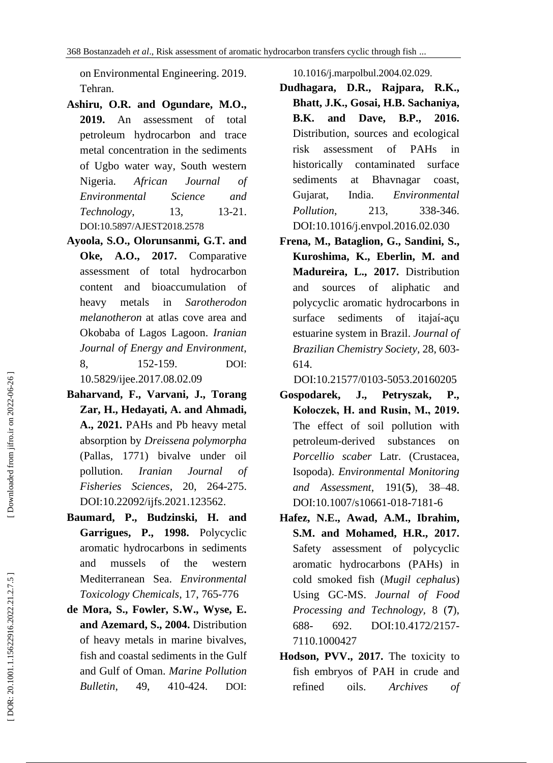on Environmental Engineering. 2019. Tehran.

**Ashiru, O.R. and Ogundare, M.O., 2019.** An assessment of total petroleum hydrocarbon and trace metal concentration in the sediments of Ugbo water way, South western Nigeria. *African Journal of Environmental Science and Technology*, 13, 13-21. DOI:10.5897/AJEST2018.2578

**Ayoola, S.O., Olorunsanmi, G.T. and Oke, A.O., 2017.** Comparative assessment of total hydrocarbon content and bioaccumulation of heavy metals in *Sarotherodon melanotheron* at atlas cove area and Okobaba of Lagos Lagoon. *Iranian Journal of Energy and Environment*, 8, 152-159. DOI: 10.5829/ijee.2017.08.02.09

**Baharvand, F., Varvani, J., Torang Zar, H., Hedayati, A. and Ahmadi, A., 2021.** PAHs and Pb heavy metal absorption by *Dreissena polymorpha* (Pallas, 1771) bivalve under oil pollution. *Iranian Journal of Fisheries Sciences*, 20, 264-275. DOI:10.22092/ijfs.2021.123562.

**Baumard, P., Budzinski, H. and Garrigues, P., 1998.** Polycyclic aromatic hydrocarbons in sediments and mussels of the western Mediterranean Sea. *Environmental Toxicology Chemicals*, 17, 765-776

**de Mora, S., Fowler, S.W., Wyse, E. and Azemard, S., 2004.** Distribution of heavy metals in marine bivalves, fish and coastal sediments in the Gulf and Gulf of Oman. *Marine Pollution Bulletin*, 49, 410-424. DOI: 10.1016/j.marpolbul.2004.02.029.

**Dudhagara, D.R., Rajpara, R.K., Bhatt, J.K., Gosai, H.B. Sachaniya, B.K. and Dave, B.P., 2016.** Distribution, sources and ecological risk assessment of PAHs in historically contaminated surface sediments at Bhavnagar coast, Gujarat, India. *Environmental Pollution*, 213, 338-346. DOI:10.1016/j.envpol.2016.02.030

**Frena, M., Bataglion, G., Sandini, S., Kuroshima, K., Eberlin, M. and Madureira, L., 2017.** Distribution and sources of aliphatic and polycyclic aromatic hydrocarbons in surface sediments of itajaí-açu estuarine system in Brazil. *Journal of Brazilian Chemistry Society*, 28, 603-614.
DOI:10.21577/0103-5053.20160205

**Gospodarek, J., Petryszak, P., Kołoczek, H. and Rusin, M., 2019.** The effect of soil pollution with petroleum-derived substances on *Porcellio scaber* Latr. (Crustacea, Isopoda). *Environmental Monitoring and Assessment*, 191(**5**), 38–48. DOI:10.1007/s10661-018-7181-6

**Hafez, N.E., Awad, A.M., Ibrahim, S.M. and Mohamed, H.R., 2017.** Safety assessment of polycyclic aromatic hydrocarbons (PAHs) in cold smoked fish (*Mugil cephalus*) Using GC-MS. *Journal of Food Processing and Technology*, 8 (**7**), 688- 692. DOI:10.4172/2157-7110.1000427

**Hodson, PVV., 2017.** The toxicity to fish embryos of PAH in crude and refined oils. *Archives of*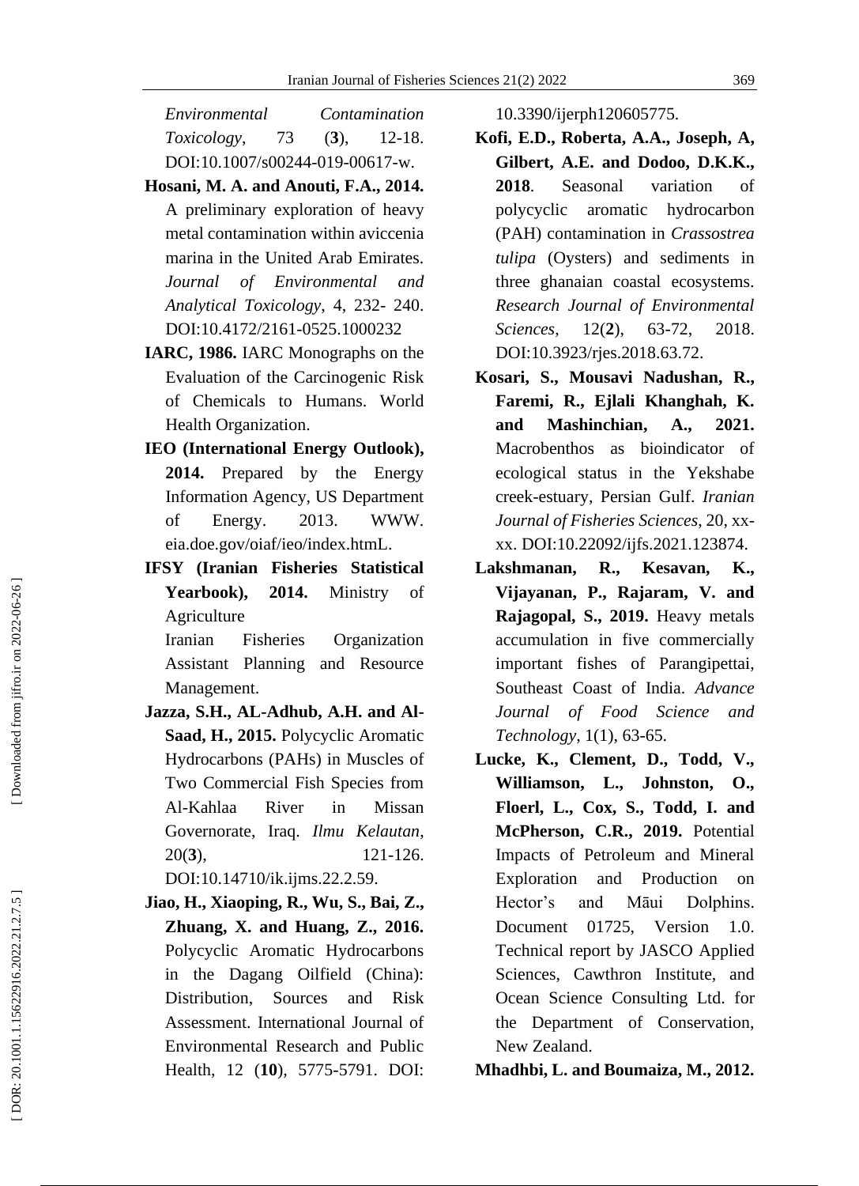*Environmental Contamination Toxicology*, 73 (**3**), 12-18. DOI:10.1007/s00244-019-00617-w.

**Hosani, M. A. and Anouti, F.A., 2014.** A preliminary exploration of heavy metal contamination within aviccenia marina in the United Arab Emirates. *Journal of Environmental and Analytical Toxicology*, 4, 232- 240. DOI:10.4172/2161-0525.1000232

**IARC, 1986.** IARC Monographs on the Evaluation of the Carcinogenic Risk of Chemicals to Humans. World Health Organization.

**IEO (International Energy Outlook), 2014.** Prepared by the Energy Information Agency, US Department of Energy. 2013. WWW. eia.doe.gov/oiaf/ieo/index.htmL.

**IFSY (Iranian Fisheries Statistical Yearbook), 2014.** Ministry of Agriculture
Iranian Fisheries Organization Assistant Planning and Resource Management.

**Jazza, S.H., AL-Adhub, A.H. and Al-Saad, H., 2015.** Polycyclic Aromatic Hydrocarbons (PAHs) in Muscles of Two Commercial Fish Species from Al-Kahlaa River in Missan Governorate, Iraq. *Ilmu Kelautan*, 20(**3**), 121-126. DOI:10.14710/ik.ijms.22.2.59.

**Jiao, H., Xiaoping, R., Wu, S., Bai, Z., Zhuang, X. and Huang, Z., 2016.** Polycyclic Aromatic Hydrocarbons in the Dagang Oilfield (China): Distribution, Sources and Risk Assessment. International Journal of Environmental Research and Public Health, 12 (**10**), 5775-5791. DOI: 10.3390/ijerph120605775.

**Kofi, E.D., Roberta, A.A., Joseph, A, Gilbert, A.E. and Dodoo, D.K.K., 2018**. Seasonal variation of polycyclic aromatic hydrocarbon (PAH) contamination in *Crassostrea tulipa* (Oysters) and sediments in three ghanaian coastal ecosystems. *Research Journal of Environmental Sciences*, 12(**2**), 63-72, 2018. DOI:10.3923/rjes.2018.63.72.

**Kosari, S., Mousavi Nadushan, R., Faremi, R., Ejlali Khanghah, K. and Mashinchian, A., 2021.** Macrobenthos as bioindicator of ecological status in the Yekshabe creek-estuary, Persian Gulf. *Iranian Journal of Fisheries Sciences*, 20, xx-xx. DOI:10.22092/ijfs.2021.123874.

**Lakshmanan, R., Kesavan, K., Vijayanan, P., Rajaram, V. and Rajagopal, S., 2019.** Heavy metals accumulation in five commercially important fishes of Parangipettai, Southeast Coast of India. *Advance Journal of Food Science and Technology*, 1(1), 63-65.

**Lucke, K., Clement, D., Todd, V., Williamson, L., Johnston, O., Floerl, L., Cox, S., Todd, I. and McPherson, C.R., 2019.** Potential Impacts of Petroleum and Mineral Exploration and Production on Hector's and Māui Dolphins. Document 01725, Version 1.0. Technical report by JASCO Applied Sciences, Cawthron Institute, and Ocean Science Consulting Ltd. for the Department of Conservation, New Zealand.

**Mhadhbi, L. and Boumaiza, M., 2012.**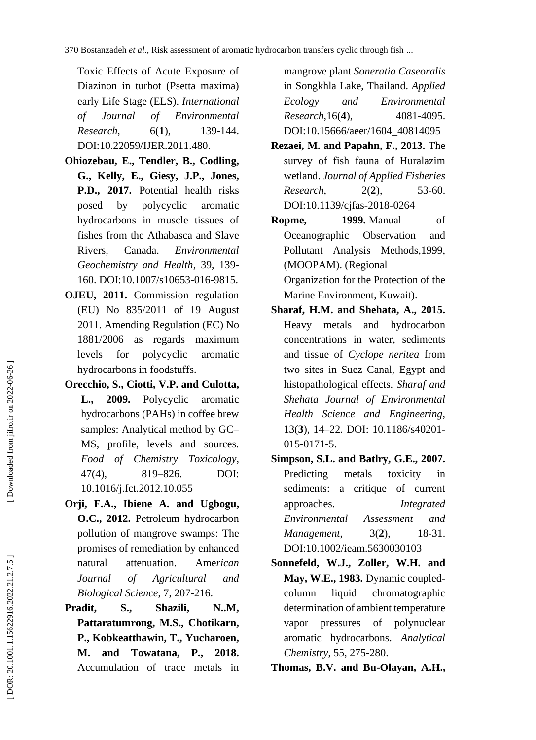Toxic Effects of Acute Exposure of Diazinon in turbot (Psetta maxima) early Life Stage (ELS). *International of Journal of Environmental Research*, 6(**1**), 139-144. DOI:10.22059/IJER.2011.480.

**Ohiozebau, E., Tendler, B., Codling, G., Kelly, E., Giesy, J.P., Jones, P.D., 2017.** Potential health risks posed by polycyclic aromatic hydrocarbons in muscle tissues of fishes from the Athabasca and Slave Rivers, Canada. *Environmental Geochemistry and Health*, 39, 139-160. DOI:10.1007/s10653-016-9815.

**OJEU, 2011.** Commission regulation (EU) No 835/2011 of 19 August 2011. Amending Regulation (EC) No 1881/2006 as regards maximum levels for polycyclic aromatic hydrocarbons in foodstuffs.

**Orecchio, S., Ciotti, V.P. and Culotta, L., 2009.** Polycyclic aromatic hydrocarbons (PAHs) in coffee brew samples: Analytical method by GC–MS, profile, levels and sources. *Food of Chemistry Toxicology*, 47(4), 819–826. DOI: 10.1016/j.fct.2012.10.055

**Orji, F.A., Ibiene A. and Ugbogu, O.C., 2012.** Petroleum hydrocarbon pollution of mangrove swamps: The promises of remediation by enhanced natural attenuation. *American Journal of Agricultural and Biological Science*, 7, 207-216.

**Pradit, S., Shazili, N..M, Pattaratumrong, M.S., Chotikarn, P., Kobkeatthawin, T., Yucharoen, M. and Towatana, P., 2018.** Accumulation of trace metals in mangrove plant *Soneratia Caseoralis* in Songkhla Lake, Thailand. *Applied Ecology and Environmental Research*,16(**4**), 4081-4095. DOI:10.15666/aeer/1604_40814095

**Rezaei, M. and Papahn, F., 2013.** The survey of fish fauna of Huralazim wetland. *Journal of Applied Fisheries Research*, 2(**2**), 53-60. DOI:10.1139/cjfas-2018-0264

**Ropme, 1999.** Manual of Oceanographic Observation and Pollutant Analysis Methods,1999, (MOOPAM). (Regional Organization for the Protection of the Marine Environment, Kuwait).

**Sharaf, H.M. and Shehata, A., 2015.** Heavy metals and hydrocarbon concentrations in water, sediments and tissue of *Cyclope neritea* from two sites in Suez Canal, Egypt and histopathological effects. *Sharaf and Shehata Journal of Environmental Health Science and Engineering*, 13(**3**), 14–22. DOI: 10.1186/s40201-015-0171-5.

**Simpson, S.L. and Batlry, G.E., 2007.** Predicting metals toxicity in sediments: a critique of current approaches. *Integrated Environmental Assessment and Management*, 3(**2**), 18-31. DOI:10.1002/ieam.5630030103

**Sonnefeld, W.J., Zoller, W.H. and May, W.E., 1983.** Dynamic coupled-column liquid chromatographic determination of ambient temperature vapor pressures of polynuclear aromatic hydrocarbons. *Analytical Chemistry*, 55, 275-280.

**Thomas, B.V. and Bu-Olayan, A.H.,**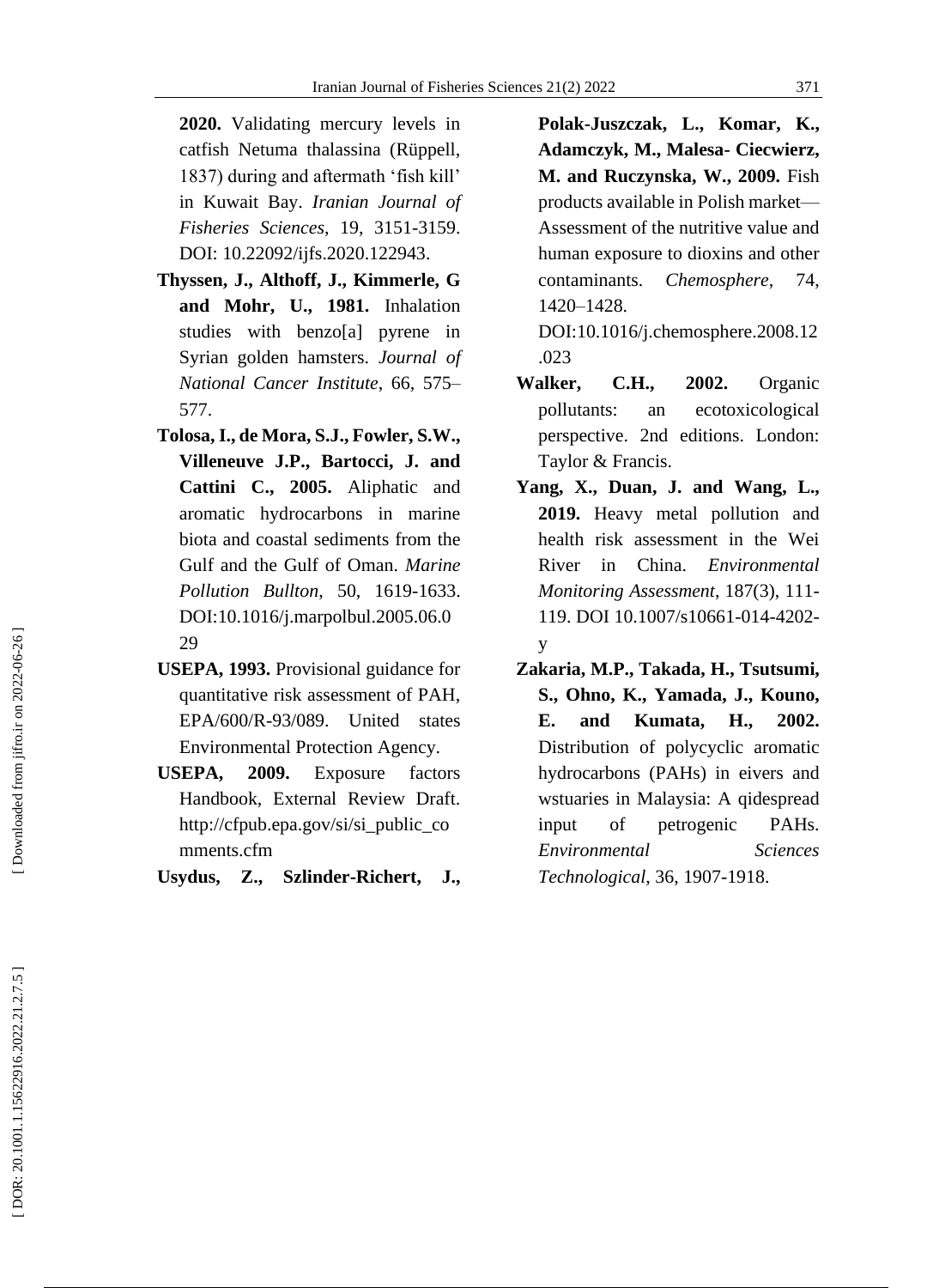**2020.** Validating mercury levels in catfish Netuma thalassina (Rüppell, 1837) during and aftermath 'fish kill' in Kuwait Bay. *Iranian Journal of Fisheries Sciences*, 19, 3151-3159. DOI: 10.22092/ijfs.2020.122943.

**Thyssen, J., Althoff, J., Kimmerle, G and Mohr, U., 1981.** Inhalation studies with benzo[a] pyrene in Syrian golden hamsters. *Journal of National Cancer Institute*, 66, 575–577.

**Tolosa, I., de Mora, S.J., Fowler, S.W., Villeneuve J.P., Bartocci, J. and Cattini C., 2005.** Aliphatic and aromatic hydrocarbons in marine biota and coastal sediments from the Gulf and the Gulf of Oman. *Marine Pollution Bullton*, 50, 1619-1633. DOI:10.1016/j.marpolbul.2005.06.029

**USEPA, 1993.** Provisional guidance for quantitative risk assessment of PAH, EPA/600/R-93/089. United states Environmental Protection Agency.

**USEPA, 2009.** Exposure factors Handbook, External Review Draft. http://cfpub.epa.gov/si/si_public_comments.cfm

**Usydus, Z., Szlinder-Richert, J., Polak-Juszczak, L., Komar, K., Adamczyk, M., Malesa- Ciecwierz, M. and Ruczynska, W., 2009.** Fish products available in Polish market—Assessment of the nutritive value and human exposure to dioxins and other contaminants. *Chemosphere*, 74, 1420–1428. DOI:10.1016/j.chemosphere.2008.12.023

**Walker, C.H., 2002.** Organic pollutants: an ecotoxicological perspective. 2nd editions. London: Taylor & Francis.

**Yang, X., Duan, J. and Wang, L., 2019.** Heavy metal pollution and health risk assessment in the Wei River in China. *Environmental Monitoring Assessment*, 187(3), 111-119. DOI 10.1007/s10661-014-4202-y

**Zakaria, M.P., Takada, H., Tsutsumi, S., Ohno, K., Yamada, J., Kouno, E. and Kumata, H., 2002.** Distribution of polycyclic aromatic hydrocarbons (PAHs) in eivers and wstuaries in Malaysia: A qidespread input of petrogenic PAHs. *Environmental Sciences Technological*, 36, 1907-1918.